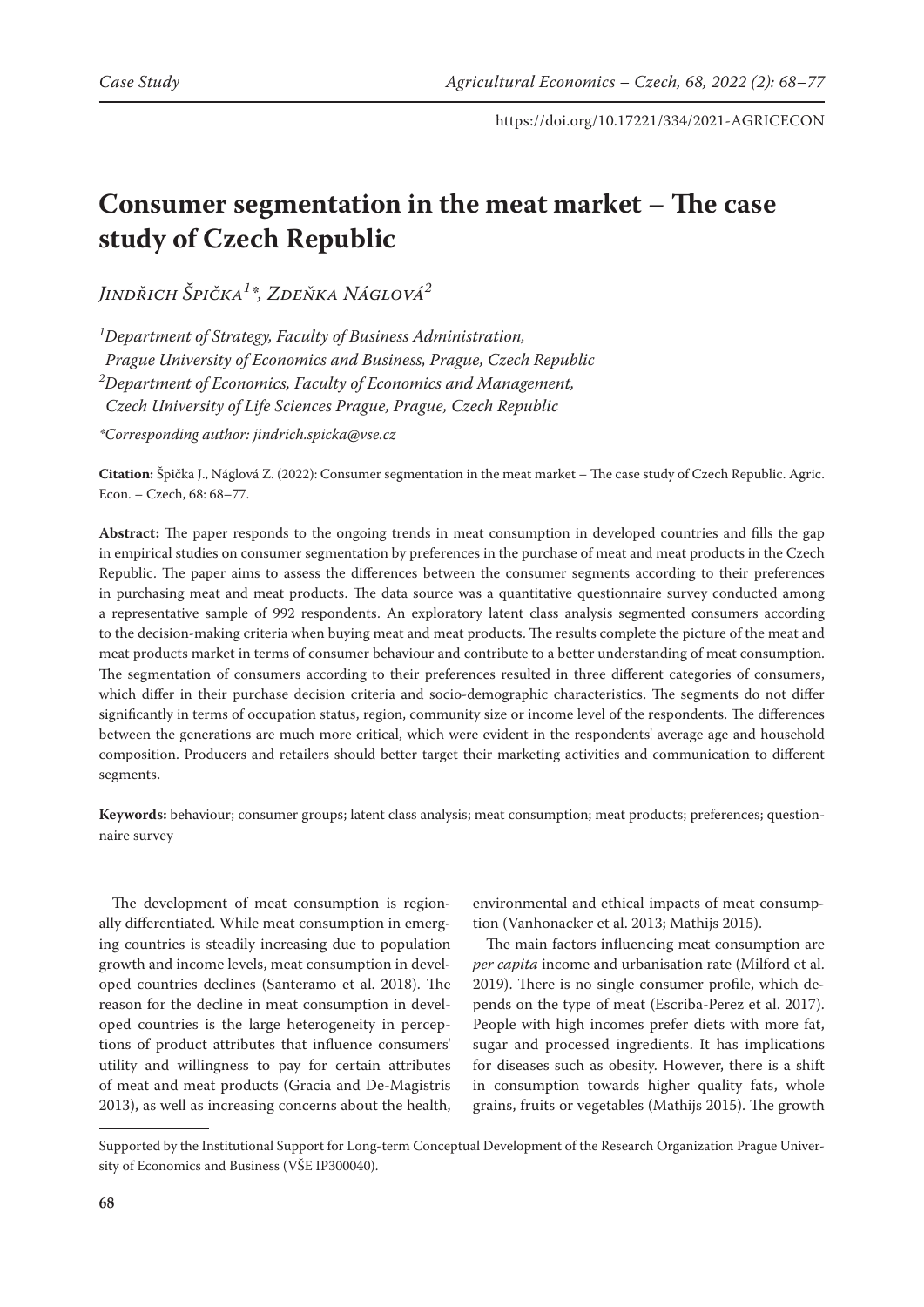# Consumer segmentation in the meat market – The case study of Czech Republic

*Jindřich Špička[1]\*, Zdeňka Náglová[2]*

*[1]Department of Strategy, Faculty of Business Administration, Prague University of Economics and Business, Prague, Czech Republic*
*[2]Department of Economics, Faculty of Economics and Management, Czech University of Life Sciences Prague, Prague, Czech Republic*

*\*Corresponding author: jindrich.spicka@vse.cz*

**Citation:** Špička J., Náglová Z. (2022): Consumer segmentation in the meat market – The case study of Czech Republic. Agric. Econ. – Czech, 68: 68–77.

**Abstract:** The paper responds to the ongoing trends in meat consumption in developed countries and fills the gap in empirical studies on consumer segmentation by preferences in the purchase of meat and meat products in the Czech Republic. The paper aims to assess the differences between the consumer segments according to their preferences in purchasing meat and meat products. The data source was a quantitative questionnaire survey conducted among a representative sample of 992 respondents. An exploratory latent class analysis segmented consumers according to the decision-making criteria when buying meat and meat products. The results complete the picture of the meat and meat products market in terms of consumer behaviour and contribute to a better understanding of meat consumption. The segmentation of consumers according to their preferences resulted in three different categories of consumers, which differ in their purchase decision criteria and socio-demographic characteristics. The segments do not differ significantly in terms of occupation status, region, community size or income level of the respondents. The differences between the generations are much more critical, which were evident in the respondents' average age and household composition. Producers and retailers should better target their marketing activities and communication to different segments.

**Keywords:** behaviour; consumer groups; latent class analysis; meat consumption; meat products; preferences; questionnaire survey

The development of meat consumption is regionally differentiated. While meat consumption in emerging countries is steadily increasing due to population growth and income levels, meat consumption in developed countries declines (Santeramo et al. 2018). The reason for the decline in meat consumption in developed countries is the large heterogeneity in perceptions of product attributes that influence consumers' utility and willingness to pay for certain attributes of meat and meat products (Gracia and De-Magistris 2013), as well as increasing concerns about the health, environmental and ethical impacts of meat consumption (Vanhonacker et al. 2013; Mathijs 2015).

The main factors influencing meat consumption are *per capita* income and urbanisation rate (Milford et al. 2019). There is no single consumer profile, which depends on the type of meat (Escriba-Perez et al. 2017). People with high incomes prefer diets with more fat, sugar and processed ingredients. It has implications for diseases such as obesity. However, there is a shift in consumption towards higher quality fats, whole grains, fruits or vegetables (Mathijs 2015). The growth

Supported by the Institutional Support for Long-term Conceptual Development of the Research Organization Prague University of Economics and Business (VŠE IP300040).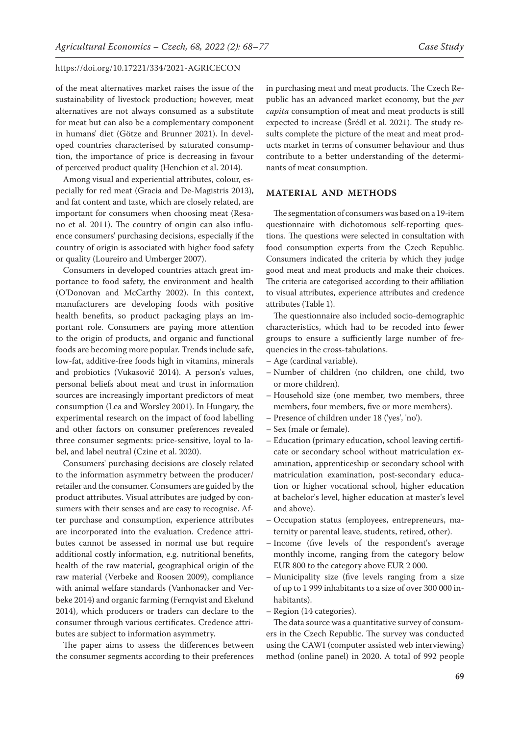of the meat alternatives market raises the issue of the sustainability of livestock production; however, meat alternatives are not always consumed as a substitute for meat but can also be a complementary component in humans' diet (Götze and Brunner 2021). In developed countries characterised by saturated consumption, the importance of price is decreasing in favour of perceived product quality (Henchion et al. 2014).

Among visual and experiential attributes, colour, especially for red meat (Gracia and De-Magistris 2013), and fat content and taste, which are closely related, are important for consumers when choosing meat (Resano et al. 2011). The country of origin can also influence consumers' purchasing decisions, especially if the country of origin is associated with higher food safety or quality (Loureiro and Umberger 2007).

Consumers in developed countries attach great importance to food safety, the environment and health (O'Donovan and McCarthy 2002). In this context, manufacturers are developing foods with positive health benefits, so product packaging plays an important role. Consumers are paying more attention to the origin of products, and organic and functional foods are becoming more popular. Trends include safe, low-fat, additive-free foods high in vitamins, minerals and probiotics (Vukasovič 2014). A person's values, personal beliefs about meat and trust in information sources are increasingly important predictors of meat consumption (Lea and Worsley 2001). In Hungary, the experimental research on the impact of food labelling and other factors on consumer preferences revealed three consumer segments: price-sensitive, loyal to label, and label neutral (Czine et al. 2020).

Consumers' purchasing decisions are closely related to the information asymmetry between the producer/retailer and the consumer. Consumers are guided by the product attributes. Visual attributes are judged by consumers with their senses and are easy to recognise. After purchase and consumption, experience attributes are incorporated into the evaluation. Credence attributes cannot be assessed in normal use but require additional costly information, e.g. nutritional benefits, health of the raw material, geographical origin of the raw material (Verbeke and Roosen 2009), compliance with animal welfare standards (Vanhonacker and Verbeke 2014) and organic farming (Fernqvist and Ekelund 2014), which producers or traders can declare to the consumer through various certificates. Credence attributes are subject to information asymmetry.

The paper aims to assess the differences between the consumer segments according to their preferences in purchasing meat and meat products. The Czech Republic has an advanced market economy, but the *per capita* consumption of meat and meat products is still expected to increase (Šrédl et al. 2021). The study results complete the picture of the meat and meat products market in terms of consumer behaviour and thus contribute to a better understanding of the determinants of meat consumption.

## MATERIAL AND METHODS

The segmentation of consumers was based on a 19-item questionnaire with dichotomous self-reporting questions. The questions were selected in consultation with food consumption experts from the Czech Republic. Consumers indicated the criteria by which they judge good meat and meat products and make their choices. The criteria are categorised according to their affiliation to visual attributes, experience attributes and credence attributes (Table 1).

The questionnaire also included socio-demographic characteristics, which had to be recoded into fewer groups to ensure a sufficiently large number of frequencies in the cross-tabulations.

- Age (cardinal variable).
- Number of children (no children, one child, two or more children).
- Household size (one member, two members, three members, four members, five or more members).
- Presence of children under 18 ('yes', 'no').
- Sex (male or female).
- Education (primary education, school leaving certificate or secondary school without matriculation examination, apprenticeship or secondary school with matriculation examination, post-secondary education or higher vocational school, higher education at bachelor's level, higher education at master's level and above).
- Occupation status (employees, entrepreneurs, maternity or parental leave, students, retired, other).
- Income (five levels of the respondent's average monthly income, ranging from the category below EUR 800 to the category above EUR 2 000.
- Municipality size (five levels ranging from a size of up to 1 999 inhabitants to a size of over 300 000 inhabitants).
- Region (14 categories).

The data source was a quantitative survey of consumers in the Czech Republic. The survey was conducted using the CAWI (computer assisted web interviewing) method (online panel) in 2020. A total of 992 people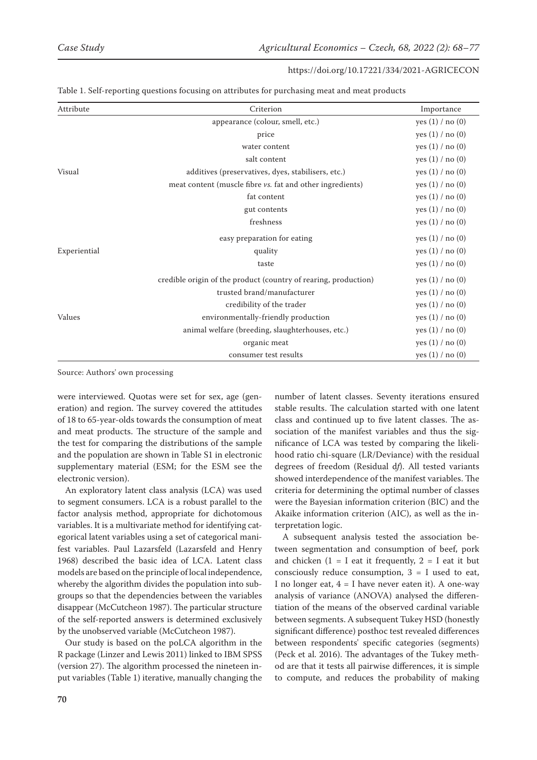Table 1. Self-reporting questions focusing on attributes for purchasing meat and meat products

| Attribute | Criterion | Importance |
|---|---|---|
| Visual | appearance (colour, smell, etc.) | yes (1) / no (0) |
| | price | yes (1) / no (0) |
| | water content | yes (1) / no (0) |
| | salt content | yes (1) / no (0) |
| | additives (preservatives, dyes, stabilisers, etc.) | yes (1) / no (0) |
| | meat content (muscle fibre *vs.* fat and other ingredients) | yes (1) / no (0) |
| | fat content | yes (1) / no (0) |
| | gut contents | yes (1) / no (0) |
| | freshness | yes (1) / no (0) |
| Experiential | easy preparation for eating | yes (1) / no (0) |
| | quality | yes (1) / no (0) |
| | taste | yes (1) / no (0) |
| Values | credible origin of the product (country of rearing, production) | yes (1) / no (0) |
| | trusted brand/manufacturer | yes (1) / no (0) |
| | credibility of the trader | yes (1) / no (0) |
| | environmentally-friendly production | yes (1) / no (0) |
| | animal welfare (breeding, slaughterhouses, etc.) | yes (1) / no (0) |
| | organic meat | yes (1) / no (0) |
| | consumer test results | yes (1) / no (0) |

Source: Authors' own processing

were interviewed. Quotas were set for sex, age (generation) and region. The survey covered the attitudes of 18 to 65-year-olds towards the consumption of meat and meat products. The structure of the sample and the test for comparing the distributions of the sample and the population are shown in Table S1 in electronic supplementary material (ESM; for the ESM see the electronic version).

An exploratory latent class analysis (LCA) was used to segment consumers. LCA is a robust parallel to the factor analysis method, appropriate for dichotomous variables. It is a multivariate method for identifying categorical latent variables using a set of categorical manifest variables. Paul Lazarsfeld (Lazarsfeld and Henry 1968) described the basic idea of LCA. Latent class models are based on the principle of local independence, whereby the algorithm divides the population into subgroups so that the dependencies between the variables disappear (McCutcheon 1987). The particular structure of the self-reported answers is determined exclusively by the unobserved variable (McCutcheon 1987).

Our study is based on the poLCA algorithm in the R package (Linzer and Lewis 2011) linked to IBM SPSS (version 27). The algorithm processed the nineteen input variables (Table 1) iterative, manually changing the number of latent classes. Seventy iterations ensured stable results. The calculation started with one latent class and continued up to five latent classes. The association of the manifest variables and thus the significance of LCA was tested by comparing the likelihood ratio chi-square (LR/Deviance) with the residual degrees of freedom (Residual d*f*). All tested variants showed interdependence of the manifest variables. The criteria for determining the optimal number of classes were the Bayesian information criterion (BIC) and the Akaike information criterion (AIC), as well as the interpretation logic.

A subsequent analysis tested the association between segmentation and consumption of beef, pork and chicken (1 = I eat it frequently, 2 = I eat it but consciously reduce consumption, 3 = I used to eat, I no longer eat, 4 = I have never eaten it). A one-way analysis of variance (ANOVA) analysed the differentiation of the means of the observed cardinal variable between segments. A subsequent Tukey HSD (honestly significant difference) posthoc test revealed differences between respondents' specific categories (segments) (Peck et al. 2016). The advantages of the Tukey method are that it tests all pairwise differences, it is simple to compute, and reduces the probability of making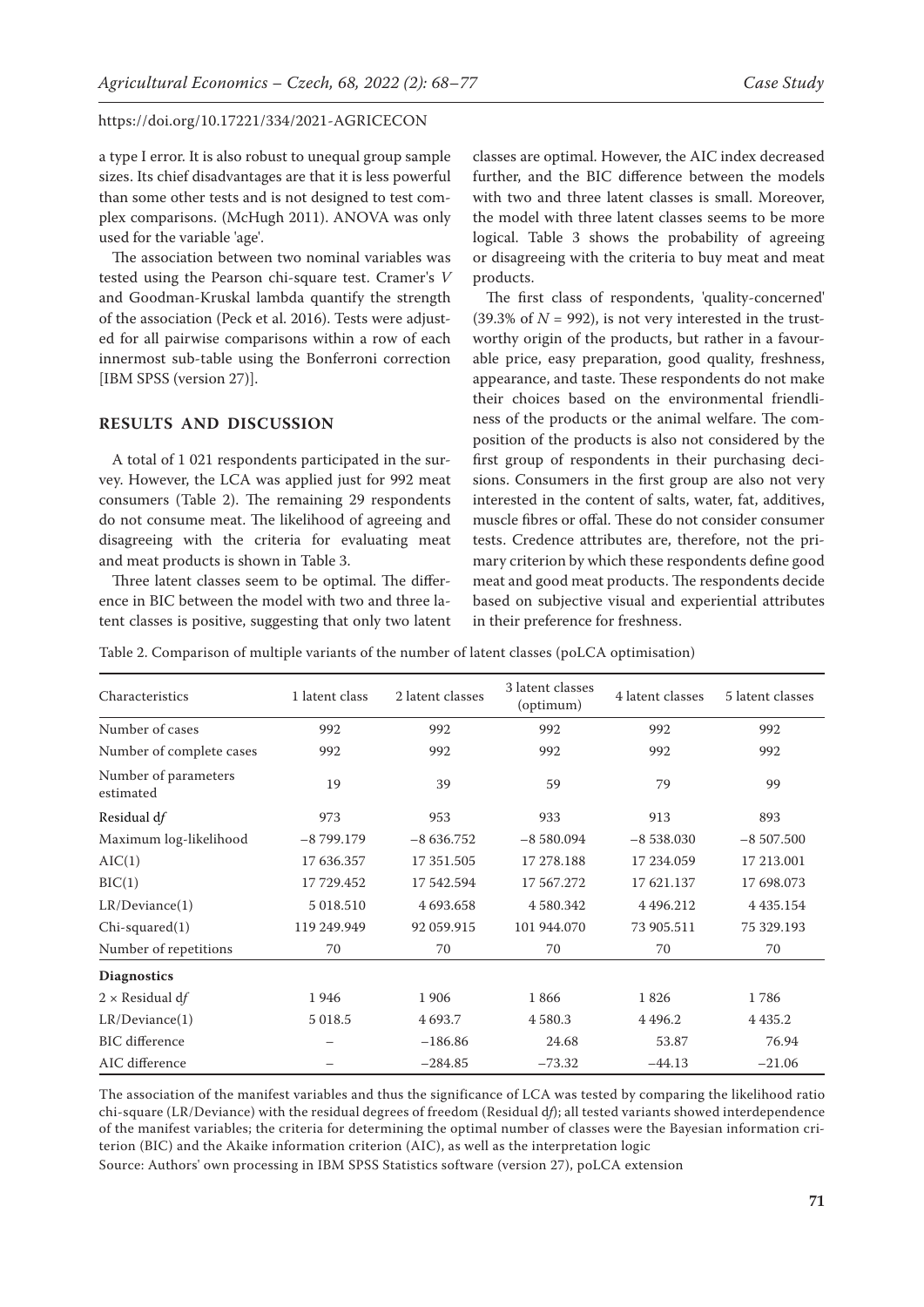a type I error. It is also robust to unequal group sample sizes. Its chief disadvantages are that it is less powerful than some other tests and is not designed to test complex comparisons. (McHugh 2011). ANOVA was only used for the variable 'age'.

The association between two nominal variables was tested using the Pearson chi-square test. Cramer's *V* and Goodman-Kruskal lambda quantify the strength of the association (Peck et al. 2016). Tests were adjusted for all pairwise comparisons within a row of each innermost sub-table using the Bonferroni correction [IBM SPSS (version 27)].

## RESULTS AND DISCUSSION

A total of 1 021 respondents participated in the survey. However, the LCA was applied just for 992 meat consumers (Table 2). The remaining 29 respondents do not consume meat. The likelihood of agreeing and disagreeing with the criteria for evaluating meat and meat products is shown in Table 3.

Three latent classes seem to be optimal. The difference in BIC between the model with two and three latent classes is positive, suggesting that only two latent classes are optimal. However, the AIC index decreased further, and the BIC difference between the models with two and three latent classes is small. Moreover, the model with three latent classes seems to be more logical. Table 3 shows the probability of agreeing or disagreeing with the criteria to buy meat and meat products.

The first class of respondents, 'quality-concerned' (39.3% of $N = 992$), is not very interested in the trustworthy origin of the products, but rather in a favourable price, easy preparation, good quality, freshness, appearance, and taste. These respondents do not make their choices based on the environmental friendliness of the products or the animal welfare. The composition of the products is also not considered by the first group of respondents in their purchasing decisions. Consumers in the first group are also not very interested in the content of salts, water, fat, additives, muscle fibres or offal. These do not consider consumer tests. Credence attributes are, therefore, not the primary criterion by which these respondents define good meat and good meat products. The respondents decide based on subjective visual and experiential attributes in their preference for freshness.

Table 2. Comparison of multiple variants of the number of latent classes (poLCA optimisation)

| Characteristics | 1 latent class | 2 latent classes | 3 latent classes (optimum) | 4 latent classes | 5 latent classes |
|---|---|---|---|---|---|
| Number of cases | 992 | 992 | 992 | 992 | 992 |
| Number of complete cases | 992 | 992 | 992 | 992 | 992 |
| Number of parameters estimated | 19 | 39 | 59 | 79 | 99 |
| Residual d*f* | 973 | 953 | 933 | 913 | 893 |
| Maximum log-likelihood | −8 799.179 | −8 636.752 | −8 580.094 | −8 538.030 | −8 507.500 |
| AIC(1) | 17 636.357 | 17 351.505 | 17 278.188 | 17 234.059 | 17 213.001 |
| BIC(1) | 17 729.452 | 17 542.594 | 17 567.272 | 17 621.137 | 17 698.073 |
| LR/Deviance(1) | 5 018.510 | 4 693.658 | 4 580.342 | 4 496.212 | 4 435.154 |
| Chi-squared(1) | 119 249.949 | 92 059.915 | 101 944.070 | 73 905.511 | 75 329.193 |
| Number of repetitions | 70 | 70 | 70 | 70 | 70 |
| **Diagnostics** | | | | | |
| 2 × Residual d*f* | 1 946 | 1 906 | 1 866 | 1 826 | 1 786 |
| LR/Deviance(1) | 5 018.5 | 4 693.7 | 4 580.3 | 4 496.2 | 4 435.2 |
| BIC difference | – | −186.86 | 24.68 | 53.87 | 76.94 |
| AIC difference | – | −284.85 | −73.32 | −44.13 | −21.06 |

The association of the manifest variables and thus the significance of LCA was tested by comparing the likelihood ratio chi-square (LR/Deviance) with the residual degrees of freedom (Residual d*f*); all tested variants showed interdependence of the manifest variables; the criteria for determining the optimal number of classes were the Bayesian information criterion (BIC) and the Akaike information criterion (AIC), as well as the interpretation logic

Source: Authors' own processing in IBM SPSS Statistics software (version 27), poLCA extension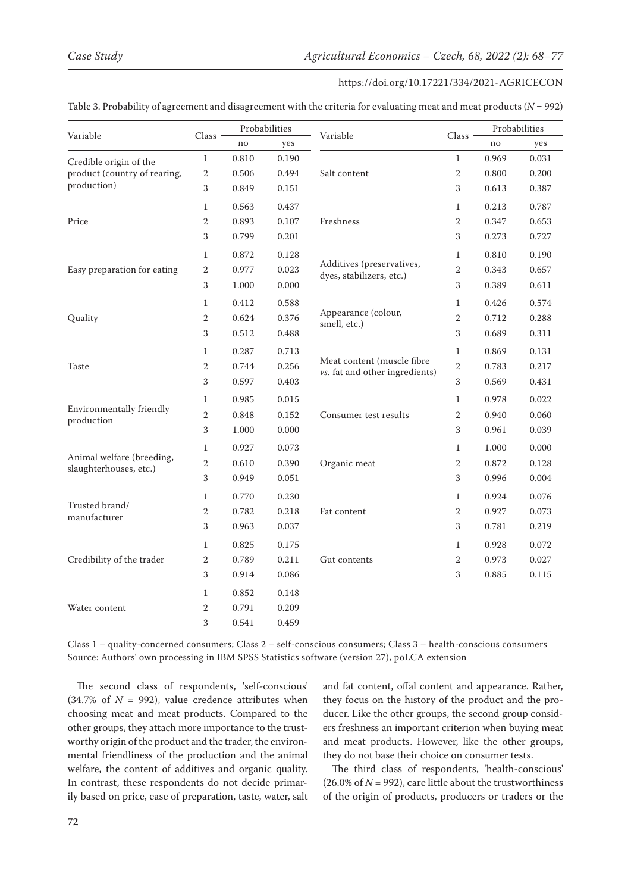Table 3. Probability of agreement and disagreement with the criteria for evaluating meat and meat products ($N$ = 992)

| Variable | Class | Probabilities | | Variable | Class | Probabilities | |
|---|---|---|---|---|---|---|---|
| | | no | yes | | | no | yes |
| Credible origin of the product (country of rearing, production) | 1 | 0.810 | 0.190 | Salt content | 1 | 0.969 | 0.031 |
| | 2 | 0.506 | 0.494 | | 2 | 0.800 | 0.200 |
| | 3 | 0.849 | 0.151 | | 3 | 0.613 | 0.387 |
| Price | 1 | 0.563 | 0.437 | Freshness | 1 | 0.213 | 0.787 |
| | 2 | 0.893 | 0.107 | | 2 | 0.347 | 0.653 |
| | 3 | 0.799 | 0.201 | | 3 | 0.273 | 0.727 |
| Easy preparation for eating | 1 | 0.872 | 0.128 | Additives (preservatives, dyes, stabilizers, etc.) | 1 | 0.810 | 0.190 |
| | 2 | 0.977 | 0.023 | | 2 | 0.343 | 0.657 |
| | 3 | 1.000 | 0.000 | | 3 | 0.389 | 0.611 |
| Quality | 1 | 0.412 | 0.588 | Appearance (colour, smell, etc.) | 1 | 0.426 | 0.574 |
| | 2 | 0.624 | 0.376 | | 2 | 0.712 | 0.288 |
| | 3 | 0.512 | 0.488 | | 3 | 0.689 | 0.311 |
| Taste | 1 | 0.287 | 0.713 | Meat content (muscle fibre *vs.* fat and other ingredients) | 1 | 0.869 | 0.131 |
| | 2 | 0.744 | 0.256 | | 2 | 0.783 | 0.217 |
| | 3 | 0.597 | 0.403 | | 3 | 0.569 | 0.431 |
| Environmentally friendly production | 1 | 0.985 | 0.015 | Consumer test results | 1 | 0.978 | 0.022 |
| | 2 | 0.848 | 0.152 | | 2 | 0.940 | 0.060 |
| | 3 | 1.000 | 0.000 | | 3 | 0.961 | 0.039 |
| Animal welfare (breeding, slaughterhouses, etc.) | 1 | 0.927 | 0.073 | Organic meat | 1 | 1.000 | 0.000 |
| | 2 | 0.610 | 0.390 | | 2 | 0.872 | 0.128 |
| | 3 | 0.949 | 0.051 | | 3 | 0.996 | 0.004 |
| Trusted brand/ manufacturer | 1 | 0.770 | 0.230 | Fat content | 1 | 0.924 | 0.076 |
| | 2 | 0.782 | 0.218 | | 2 | 0.927 | 0.073 |
| | 3 | 0.963 | 0.037 | | 3 | 0.781 | 0.219 |
| Credibility of the trader | 1 | 0.825 | 0.175 | Gut contents | 1 | 0.928 | 0.072 |
| | 2 | 0.789 | 0.211 | | 2 | 0.973 | 0.027 |
| | 3 | 0.914 | 0.086 | | 3 | 0.885 | 0.115 |
| Water content | 1 | 0.852 | 0.148 | | | | |
| | 2 | 0.791 | 0.209 | | | | |
| | 3 | 0.541 | 0.459 | | | | |

Class 1 – quality-concerned consumers; Class 2 – self-conscious consumers; Class 3 – health-conscious consumers
Source: Authors' own processing in IBM SPSS Statistics software (version 27), poLCA extension

The second class of respondents, 'self-conscious' (34.7% of $N$ = 992), value credence attributes when choosing meat and meat products. Compared to the other groups, they attach more importance to the trustworthy origin of the product and the trader, the environmental friendliness of the production and the animal welfare, the content of additives and organic quality. In contrast, these respondents do not decide primarily based on price, ease of preparation, taste, water, salt and fat content, offal content and appearance. Rather, they focus on the history of the product and the producer. Like the other groups, the second group considers freshness an important criterion when buying meat and meat products. However, like the other groups, they do not base their choice on consumer tests.

The third class of respondents, 'health-conscious' (26.0% of $N$ = 992), care little about the trustworthiness of the origin of products, producers or traders or the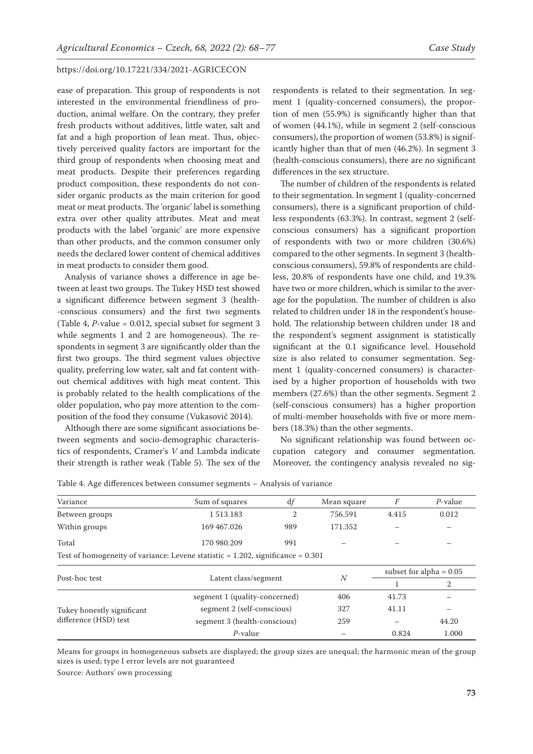ease of preparation. This group of respondents is not interested in the environmental friendliness of production, animal welfare. On the contrary, they prefer fresh products without additives, little water, salt and fat and a high proportion of lean meat. Thus, objectively perceived quality factors are important for the third group of respondents when choosing meat and meat products. Despite their preferences regarding product composition, these respondents do not consider organic products as the main criterion for good meat or meat products. The 'organic' label is something extra over other quality attributes. Meat and meat products with the label 'organic' are more expensive than other products, and the common consumer only needs the declared lower content of chemical additives in meat products to consider them good.

Analysis of variance shows a difference in age between at least two groups. The Tukey HSD test showed a significant difference between segment 3 (health-conscious consumers) and the first two segments (Table 4, *P*-value = 0.012, special subset for segment 3 while segments 1 and 2 are homogeneous). The respondents in segment 3 are significantly older than the first two groups. The third segment values objective quality, preferring low water, salt and fat content without chemical additives with high meat content. This is probably related to the health complications of the older population, who pay more attention to the composition of the food they consume (Vukasovič 2014).

Although there are some significant associations between segments and socio-demographic characteristics of respondents, Cramer's *V* and Lambda indicate their strength is rather weak (Table 5). The sex of the respondents is related to their segmentation. In segment 1 (quality-concerned consumers), the proportion of men (55.9%) is significantly higher than that of women (44.1%), while in segment 2 (self-conscious consumers), the proportion of women (53.8%) is significantly higher than that of men (46.2%). In segment 3 (health-conscious consumers), there are no significant differences in the sex structure.

The number of children of the respondents is related to their segmentation. In segment 1 (quality-concerned consumers), there is a significant proportion of childless respondents (63.3%). In contrast, segment 2 (self-conscious consumers) has a significant proportion of respondents with two or more children (30.6%) compared to the other segments. In segment 3 (health-conscious consumers), 59.8% of respondents are childless, 20.8% of respondents have one child, and 19.3% have two or more children, which is similar to the average for the population. The number of children is also related to children under 18 in the respondent's household. The relationship between children under 18 and the respondent's segment assignment is statistically significant at the 0.1 significance level. Household size is also related to consumer segmentation. Segment 1 (quality-concerned consumers) is characterised by a higher proportion of households with two members (27.6%) than the other segments. Segment 2 (self-conscious consumers) has a higher proportion of multi-member households with five or more members (18.3%) than the other segments.

No significant relationship was found between occupation category and consumer segmentation. Moreover, the contingency analysis revealed no sig-

Table 4. Age differences between consumer segments – Analysis of variance

| Variance | Sum of squares | d*f* | Mean square | *F* | *P*-value |
|---|---|---|---|---|---|
| Between groups | 1 513.183 | 2 | 756.591 | 4.415 | 0.012 |
| Within groups | 169 467.026 | 989 | 171.352 | – | – |
| Total | 170 980.209 | 991 | – | – | – |
| Test of homogeneity of variance: Levene statistic = 1.202, significance = 0.301 | | | | | |

| Post-hoc test | Latent class/segment | *N* | subset for alpha = 0.05 | |
|---|---|---|---|---|
| | | | 1 | 2 |
| Tukey honestly significant difference (HSD) test | segment 1 (quality-concerned) | 406 | 41.73 | – |
| | segment 2 (self-conscious) | 327 | 41.11 | – |
| | segment 3 (health-conscious) | 259 | – | 44.20 |
| | *P*-value | – | 0.824 | 1.000 |

Means for groups in homogeneous subsets are displayed; the group sizes are unequal; the harmonic mean of the group sizes is used; type I error levels are not guaranteed

Source: Authors' own processing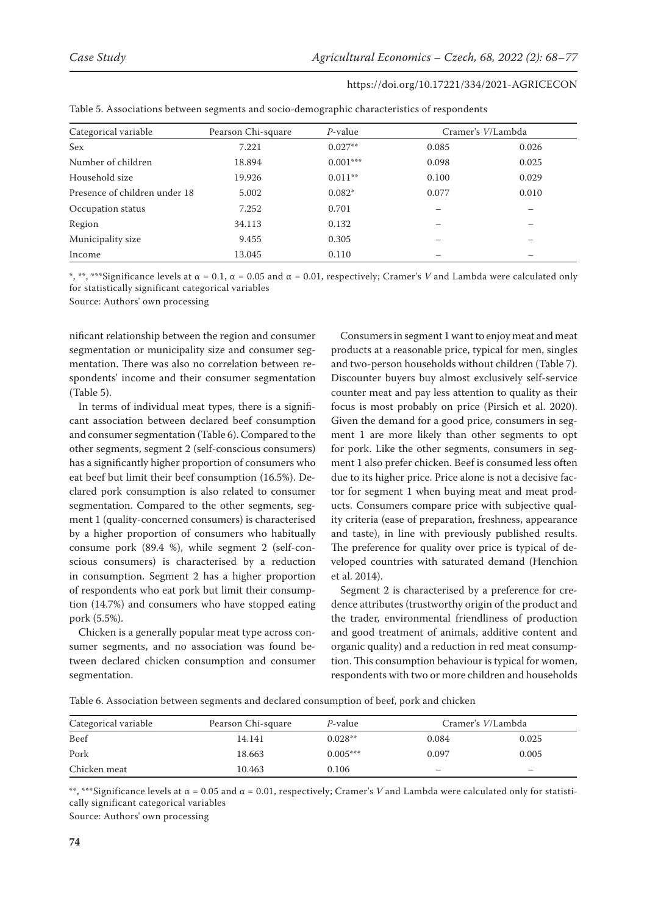Table 5. Associations between segments and socio-demographic characteristics of respondents

| Categorical variable | Pearson Chi-square | *P*-value | Cramer's *V*/Lambda | |
|---|---|---|---|---|
| Sex | 7.221 | 0.027** | 0.085 | 0.026 |
| Number of children | 18.894 | 0.001*** | 0.098 | 0.025 |
| Household size | 19.926 | 0.011** | 0.100 | 0.029 |
| Presence of children under 18 | 5.002 | 0.082* | 0.077 | 0.010 |
| Occupation status | 7.252 | 0.701 | – | – |
| Region | 34.113 | 0.132 | – | – |
| Municipality size | 9.455 | 0.305 | – | – |
| Income | 13.045 | 0.110 | – | – |

*, **, ***Significance levels at $\alpha = 0.1$, $\alpha = 0.05$ and $\alpha = 0.01$, respectively; Cramer's *V* and Lambda were calculated only for statistically significant categorical variables

Source: Authors' own processing

nificant relationship between the region and consumer segmentation or municipality size and consumer segmentation. There was also no correlation between respondents' income and their consumer segmentation (Table 5).

In terms of individual meat types, there is a significant association between declared beef consumption and consumer segmentation (Table 6). Compared to the other segments, segment 2 (self-conscious consumers) has a significantly higher proportion of consumers who eat beef but limit their beef consumption (16.5%). Declared pork consumption is also related to consumer segmentation. Compared to the other segments, segment 1 (quality-concerned consumers) is characterised by a higher proportion of consumers who habitually consume pork (89.4 %), while segment 2 (self-conscious consumers) is characterised by a reduction in consumption. Segment 2 has a higher proportion of respondents who eat pork but limit their consumption (14.7%) and consumers who have stopped eating pork (5.5%).

Chicken is a generally popular meat type across consumer segments, and no association was found between declared chicken consumption and consumer segmentation.

Consumers in segment 1 want to enjoy meat and meat products at a reasonable price, typical for men, singles and two-person households without children (Table 7). Discounter buyers buy almost exclusively self-service counter meat and pay less attention to quality as their focus is most probably on price (Pirsich et al. 2020). Given the demand for a good price, consumers in segment 1 are more likely than other segments to opt for pork. Like the other segments, consumers in segment 1 also prefer chicken. Beef is consumed less often due to its higher price. Price alone is not a decisive factor for segment 1 when buying meat and meat products. Consumers compare price with subjective quality criteria (ease of preparation, freshness, appearance and taste), in line with previously published results. The preference for quality over price is typical of developed countries with saturated demand (Henchion et al. 2014).

Segment 2 is characterised by a preference for credence attributes (trustworthy origin of the product and the trader, environmental friendliness of production and good treatment of animals, additive content and organic quality) and a reduction in red meat consumption. This consumption behaviour is typical for women, respondents with two or more children and households

Table 6. Association between segments and declared consumption of beef, pork and chicken

| Categorical variable | Pearson Chi-square | *P*-value | Cramer's *V*/Lambda | |
|---|---|---|---|---|
| Beef | 14.141 | 0.028** | 0.084 | 0.025 |
| Pork | 18.663 | 0.005*** | 0.097 | 0.005 |
| Chicken meat | 10.463 | 0.106 | – | – |

**, ***Significance levels at $\alpha = 0.05$ and $\alpha = 0.01$, respectively; Cramer's *V* and Lambda were calculated only for statistically significant categorical variables

Source: Authors' own processing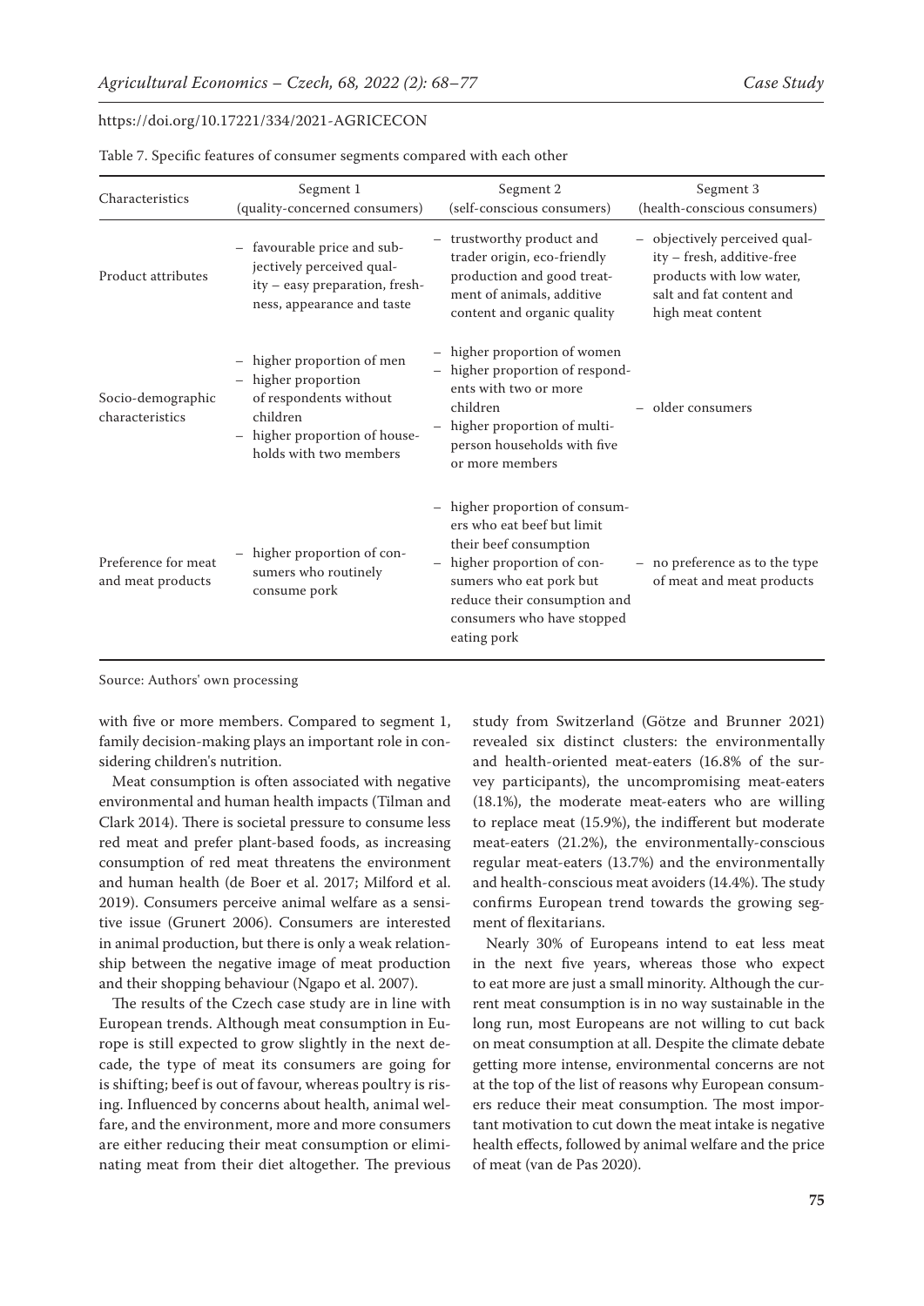Table 7. Specific features of consumer segments compared with each other

| Characteristics | Segment 1 (quality-concerned consumers) | Segment 2 (self-conscious consumers) | Segment 3 (health-conscious consumers) |
|---|---|---|---|
| Product attributes | – favourable price and subjectively perceived quality – easy preparation, freshness, appearance and taste | – trustworthy product and trader origin, eco-friendly production and good treatment of animals, additive content and organic quality | – objectively perceived quality – fresh, additive-free products with low water, salt and fat content and high meat content |
| Socio-demographic characteristics | – higher proportion of men<br>– higher proportion of respondents without children<br>– higher proportion of households with two members | – higher proportion of women<br>– higher proportion of respondents with two or more children<br>– higher proportion of multi-person households with five or more members | – older consumers |
| Preference for meat and meat products | – higher proportion of consumers who routinely consume pork | – higher proportion of consumers who eat beef but limit their beef consumption<br>– higher proportion of consumers who eat pork but reduce their consumption and consumers who have stopped eating pork | – no preference as to the type of meat and meat products |

Source: Authors' own processing

with five or more members. Compared to segment 1, family decision-making plays an important role in considering children's nutrition.

Meat consumption is often associated with negative environmental and human health impacts (Tilman and Clark 2014). There is societal pressure to consume less red meat and prefer plant-based foods, as increasing consumption of red meat threatens the environment and human health (de Boer et al. 2017; Milford et al. 2019). Consumers perceive animal welfare as a sensitive issue (Grunert 2006). Consumers are interested in animal production, but there is only a weak relationship between the negative image of meat production and their shopping behaviour (Ngapo et al. 2007).

The results of the Czech case study are in line with European trends. Although meat consumption in Europe is still expected to grow slightly in the next decade, the type of meat its consumers are going for is shifting; beef is out of favour, whereas poultry is rising. Influenced by concerns about health, animal welfare, and the environment, more and more consumers are either reducing their meat consumption or eliminating meat from their diet altogether. The previous study from Switzerland (Götze and Brunner 2021) revealed six distinct clusters: the environmentally and health-oriented meat-eaters (16.8% of the survey participants), the uncompromising meat-eaters (18.1%), the moderate meat-eaters who are willing to replace meat (15.9%), the indifferent but moderate meat-eaters (21.2%), the environmentally-conscious regular meat-eaters (13.7%) and the environmentally and health-conscious meat avoiders (14.4%). The study confirms European trend towards the growing segment of flexitarians.

Nearly 30% of Europeans intend to eat less meat in the next five years, whereas those who expect to eat more are just a small minority. Although the current meat consumption is in no way sustainable in the long run, most Europeans are not willing to cut back on meat consumption at all. Despite the climate debate getting more intense, environmental concerns are not at the top of the list of reasons why European consumers reduce their meat consumption. The most important motivation to cut down the meat intake is negative health effects, followed by animal welfare and the price of meat (van de Pas 2020).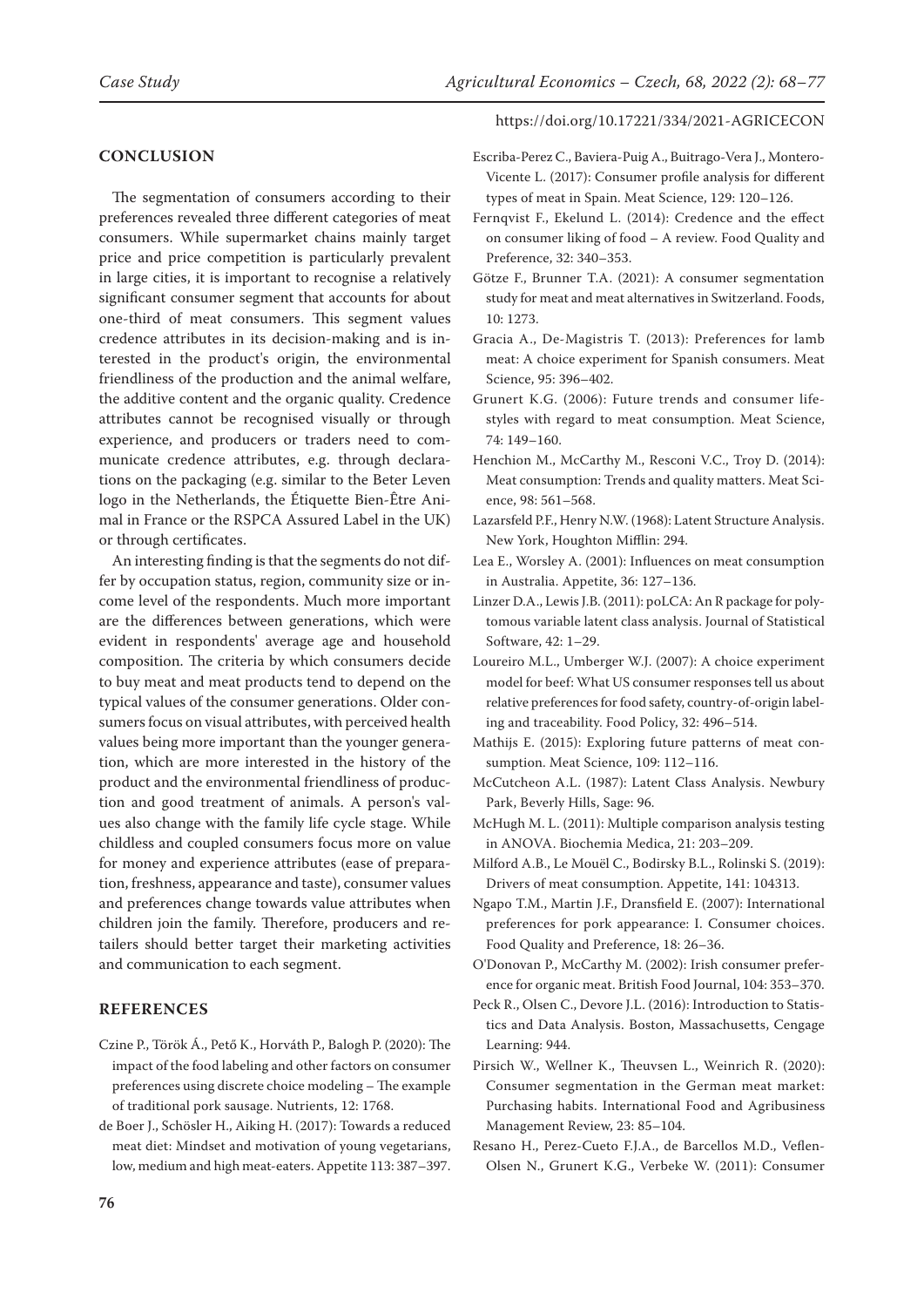## CONCLUSION

The segmentation of consumers according to their preferences revealed three different categories of meat consumers. While supermarket chains mainly target price and price competition is particularly prevalent in large cities, it is important to recognise a relatively significant consumer segment that accounts for about one-third of meat consumers. This segment values credence attributes in its decision-making and is interested in the product's origin, the environmental friendliness of the production and the animal welfare, the additive content and the organic quality. Credence attributes cannot be recognised visually or through experience, and producers or traders need to communicate credence attributes, e.g. through declarations on the packaging (e.g. similar to the Beter Leven logo in the Netherlands, the Étiquette Bien-Être Animal in France or the RSPCA Assured Label in the UK) or through certificates.

An interesting finding is that the segments do not differ by occupation status, region, community size or income level of the respondents. Much more important are the differences between generations, which were evident in respondents' average age and household composition. The criteria by which consumers decide to buy meat and meat products tend to depend on the typical values of the consumer generations. Older consumers focus on visual attributes, with perceived health values being more important than the younger generation, which are more interested in the history of the product and the environmental friendliness of production and good treatment of animals. A person's values also change with the family life cycle stage. While childless and coupled consumers focus more on value for money and experience attributes (ease of preparation, freshness, appearance and taste), consumer values and preferences change towards value attributes when children join the family. Therefore, producers and retailers should better target their marketing activities and communication to each segment.

## REFERENCES

Czine P., Török Á., Pető K., Horváth P., Balogh P. (2020): The impact of the food labeling and other factors on consumer preferences using discrete choice modeling – The example of traditional pork sausage. Nutrients, 12: 1768.

de Boer J., Schösler H., Aiking H. (2017): Towards a reduced meat diet: Mindset and motivation of young vegetarians, low, medium and high meat-eaters. Appetite 113: 387–397.

Escriba-Perez C., Baviera-Puig A., Buitrago-Vera J., Montero-Vicente L. (2017): Consumer profile analysis for different types of meat in Spain. Meat Science, 129: 120–126.

Fernqvist F., Ekelund L. (2014): Credence and the effect on consumer liking of food – A review. Food Quality and Preference, 32: 340–353.

Götze F., Brunner T.A. (2021): A consumer segmentation study for meat and meat alternatives in Switzerland. Foods, 10: 1273.

Gracia A., De-Magistris T. (2013): Preferences for lamb meat: A choice experiment for Spanish consumers. Meat Science, 95: 396–402.

Grunert K.G. (2006): Future trends and consumer lifestyles with regard to meat consumption. Meat Science, 74: 149–160.

Henchion M., McCarthy M., Resconi V.C., Troy D. (2014): Meat consumption: Trends and quality matters. Meat Science, 98: 561–568.

Lazarsfeld P.F., Henry N.W. (1968): Latent Structure Analysis. New York, Houghton Mifflin: 294.

Lea E., Worsley A. (2001): Influences on meat consumption in Australia. Appetite, 36: 127–136.

Linzer D.A., Lewis J.B. (2011): poLCA: An R package for polytomous variable latent class analysis. Journal of Statistical Software, 42: 1–29.

Loureiro M.L., Umberger W.J. (2007): A choice experiment model for beef: What US consumer responses tell us about relative preferences for food safety, country-of-origin labeling and traceability. Food Policy, 32: 496–514.

Mathijs E. (2015): Exploring future patterns of meat consumption. Meat Science, 109: 112–116.

McCutcheon A.L. (1987): Latent Class Analysis. Newbury Park, Beverly Hills, Sage: 96.

McHugh M. L. (2011): Multiple comparison analysis testing in ANOVA. Biochemia Medica, 21: 203–209.

Milford A.B., Le Mouël C., Bodirsky B.L., Rolinski S. (2019): Drivers of meat consumption. Appetite, 141: 104313.

Ngapo T.M., Martin J.F., Dransfield E. (2007): International preferences for pork appearance: I. Consumer choices. Food Quality and Preference, 18: 26–36.

O'Donovan P., McCarthy M. (2002): Irish consumer preference for organic meat. British Food Journal, 104: 353–370.

Peck R., Olsen C., Devore J.L. (2016): Introduction to Statistics and Data Analysis. Boston, Massachusetts, Cengage Learning: 944.

Pirsich W., Wellner K., Theuvsen L., Weinrich R. (2020): Consumer segmentation in the German meat market: Purchasing habits. International Food and Agribusiness Management Review, 23: 85–104.

Resano H., Perez-Cueto F.J.A., de Barcellos M.D., Veflen-Olsen N., Grunert K.G., Verbeke W. (2011): Consumer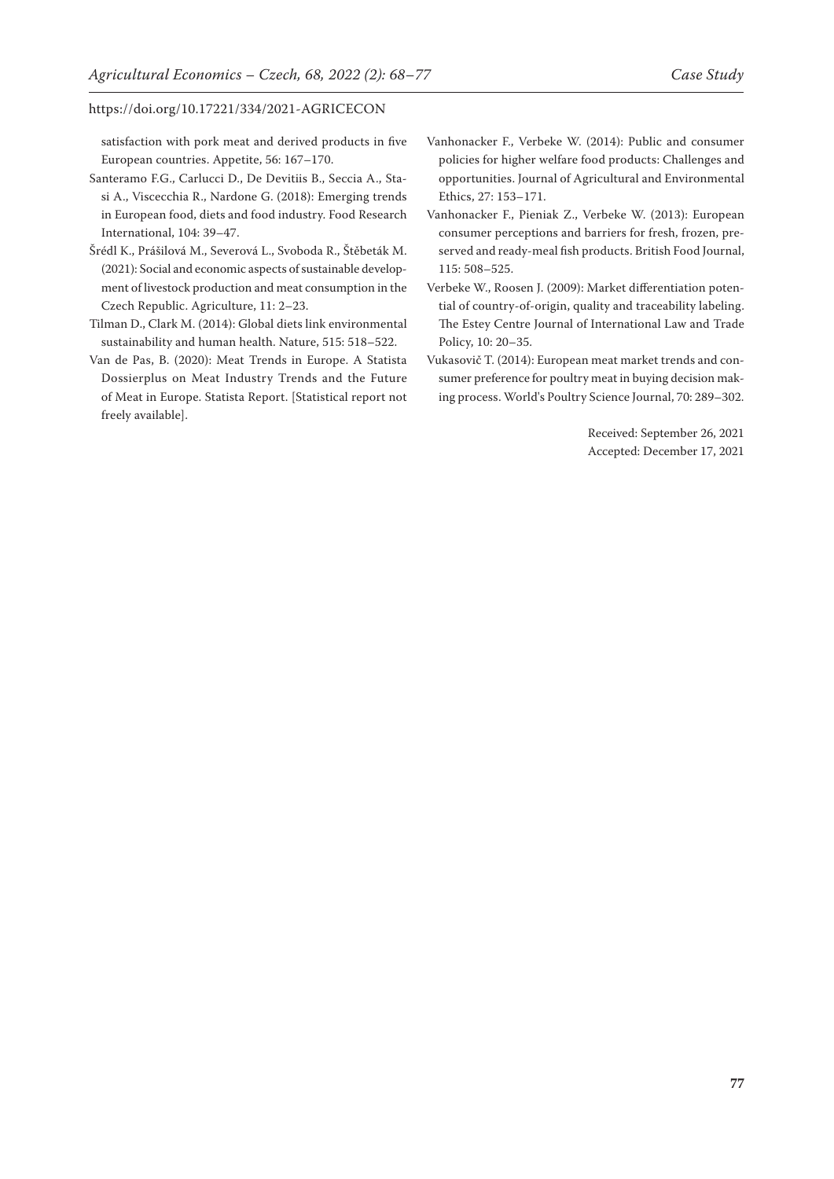satisfaction with pork meat and derived products in five European countries. Appetite, 56: 167–170.

Santeramo F.G., Carlucci D., De Devitiis B., Seccia A., Stasi A., Viscecchia R., Nardone G. (2018): Emerging trends in European food, diets and food industry. Food Research International, 104: 39–47.

Šrédl K., Prášilová M., Severová L., Svoboda R., Štěbeták M. (2021): Social and economic aspects of sustainable development of livestock production and meat consumption in the Czech Republic. Agriculture, 11: 2–23.

Tilman D., Clark M. (2014): Global diets link environmental sustainability and human health. Nature, 515: 518–522.

Van de Pas, B. (2020): Meat Trends in Europe. A Statista Dossierplus on Meat Industry Trends and the Future of Meat in Europe. Statista Report. [Statistical report not freely available].

Vanhonacker F., Verbeke W. (2014): Public and consumer policies for higher welfare food products: Challenges and opportunities. Journal of Agricultural and Environmental Ethics, 27: 153–171.

Vanhonacker F., Pieniak Z., Verbeke W. (2013): European consumer perceptions and barriers for fresh, frozen, preserved and ready-meal fish products. British Food Journal, 115: 508–525.

Verbeke W., Roosen J. (2009): Market differentiation potential of country-of-origin, quality and traceability labeling. The Estey Centre Journal of International Law and Trade Policy, 10: 20–35.

Vukasovič T. (2014): European meat market trends and consumer preference for poultry meat in buying decision making process. World's Poultry Science Journal, 70: 289–302.

Received: September 26, 2021
Accepted: December 17, 2021